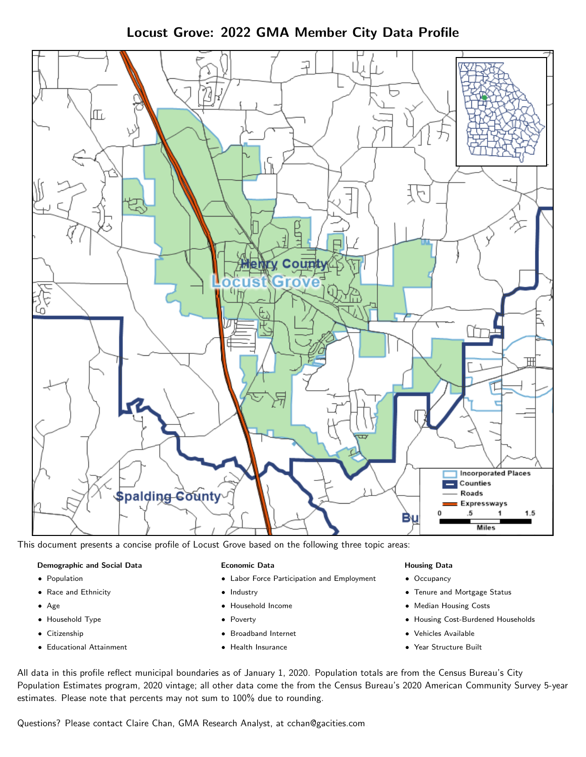# Locust Grove: 2022 GMA Member City Data Profile

Henry County

Locust Grove

Spalding County

Bu

Incorporated Places

Counties

Roads

Expressways

0 .5 1 1.5

Miles

This document presents a concise profile of Locust Grove based on the following three topic areas:

**Demographic and Social Data**

- Population
- Race and Ethnicity
- Age
- Household Type
- Citizenship
- Educational Attainment

**Economic Data**

- Labor Force Participation and Employment
- Industry
- Household Income
- Poverty
- Broadband Internet
- Health Insurance

**Housing Data**

- Occupancy
- Tenure and Mortgage Status
- Median Housing Costs
- Housing Cost-Burdened Households
- Vehicles Available
- Year Structure Built

All data in this profile reflect municipal boundaries as of January 1, 2020. Population totals are from the Census Bureau's City Population Estimates program, 2020 vintage; all other data come the from the Census Bureau's 2020 American Community Survey 5-year estimates. Please note that percents may not sum to 100% due to rounding.

Questions? Please contact Claire Chan, GMA Research Analyst, at cchan@gacities.com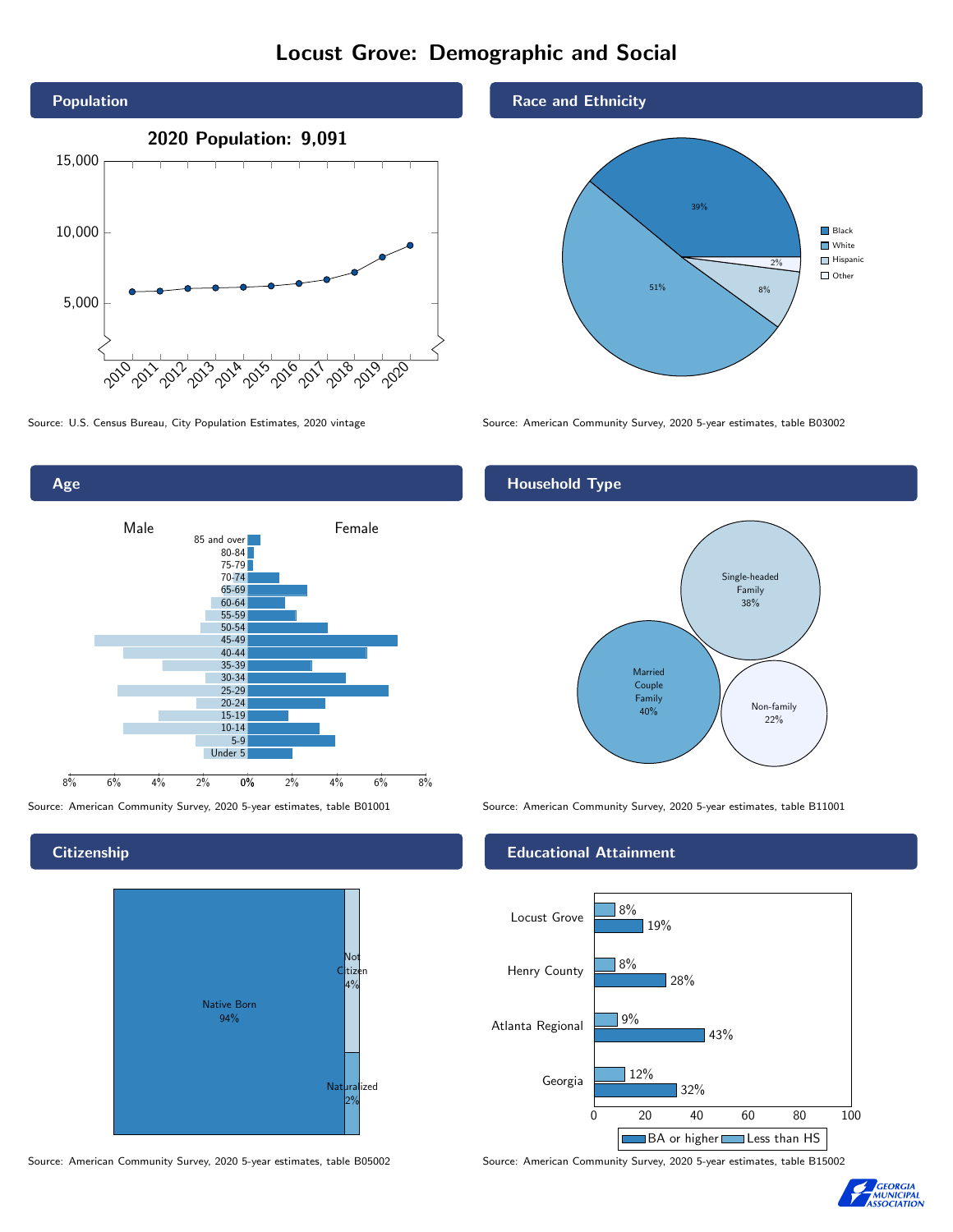# Locust Grove: Demographic and Social

## Population

2020 Population: 9,091

15,000
10,000
5,000

2010 2011 2012 2013 2014 2015 2016 2017 2018 2019 2020

Source: U.S. Census Bureau, City Population Estimates, 2020 vintage

## Race and Ethnicity

39%
2%
8%
51%

Black
White
Hispanic
Other

Source: American Community Survey, 2020 5-year estimates, table B03002

## Age

Male
Female

85 and over
80-84
75-79
70-74
65-69
60-64
55-59
50-54
45-49
40-44
35-39
30-34
25-29
20-24
15-19
10-14
5-9
Under 5

8% 6% 4% 2% 0% 2% 4% 6% 8%

Source: American Community Survey, 2020 5-year estimates, table B01001

## Household Type

Single-headed Family 38%

Married Couple Family 40%

Non-family 22%

Source: American Community Survey, 2020 5-year estimates, table B11001

## Citizenship

Native Born 94%

Not Citizen 4%

Naturalized 2%

Source: American Community Survey, 2020 5-year estimates, table B05002

## Educational Attainment

Locust Grove
8%
19%

Henry County
8%
28%

Atlanta Regional
9%
43%

Georgia
12%
32%

0 20 40 60 80 100

BA or higher
Less than HS

Source: American Community Survey, 2020 5-year estimates, table B15002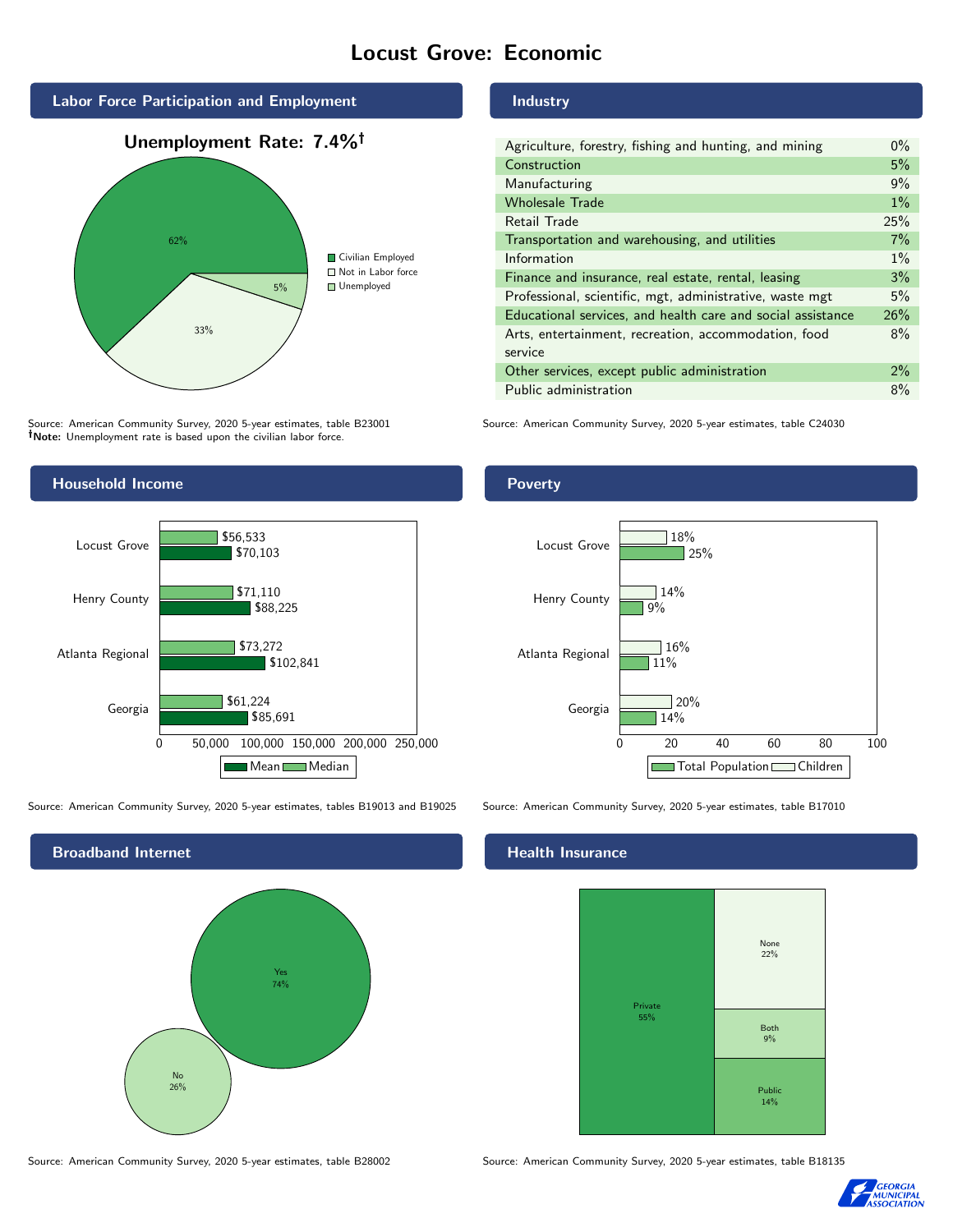# Locust Grove: Economic

## Labor Force Participation and Employment

Unemployment Rate: 7.4%†

62%
33%
5%

Civilian Employed
Not in Labor force
Unemployed

Source: American Community Survey, 2020 5-year estimates, table B23001
†Note: Unemployment rate is based upon the civilian labor force.

## Industry

| | |
|---|---|
| Agriculture, forestry, fishing and hunting, and mining | 0% |
| Construction | 5% |
| Manufacturing | 9% |
| Wholesale Trade | 1% |
| Retail Trade | 25% |
| Transportation and warehousing, and utilities | 7% |
| Information | 1% |
| Finance and insurance, real estate, rental, leasing | 3% |
| Professional, scientific, mgt, administrative, waste mgt | 5% |
| Educational services, and health care and social assistance | 26% |
| Arts, entertainment, recreation, accommodation, food service | 8% |
| Other services, except public administration | 2% |
| Public administration | 8% |

Source: American Community Survey, 2020 5-year estimates, table C24030

## Household Income

Locust Grove
$56,533
$70,103

Henry County
$71,110
$88,225

Atlanta Regional
$73,272
$102,841

Georgia
$61,224
$85,691

0 50,000 100,000 150,000 200,000 250,000

Mean Median

Source: American Community Survey, 2020 5-year estimates, tables B19013 and B19025

## Poverty

Locust Grove
18%
25%

Henry County
14%
9%

Atlanta Regional
16%
11%

Georgia
20%
14%

0 20 40 60 80 100

Total Population Children

Source: American Community Survey, 2020 5-year estimates, table B17010

## Broadband Internet

Yes
74%

No
26%

Source: American Community Survey, 2020 5-year estimates, table B28002

## Health Insurance

Private
55%

None
22%

Both
9%

Public
14%

Source: American Community Survey, 2020 5-year estimates, table B18135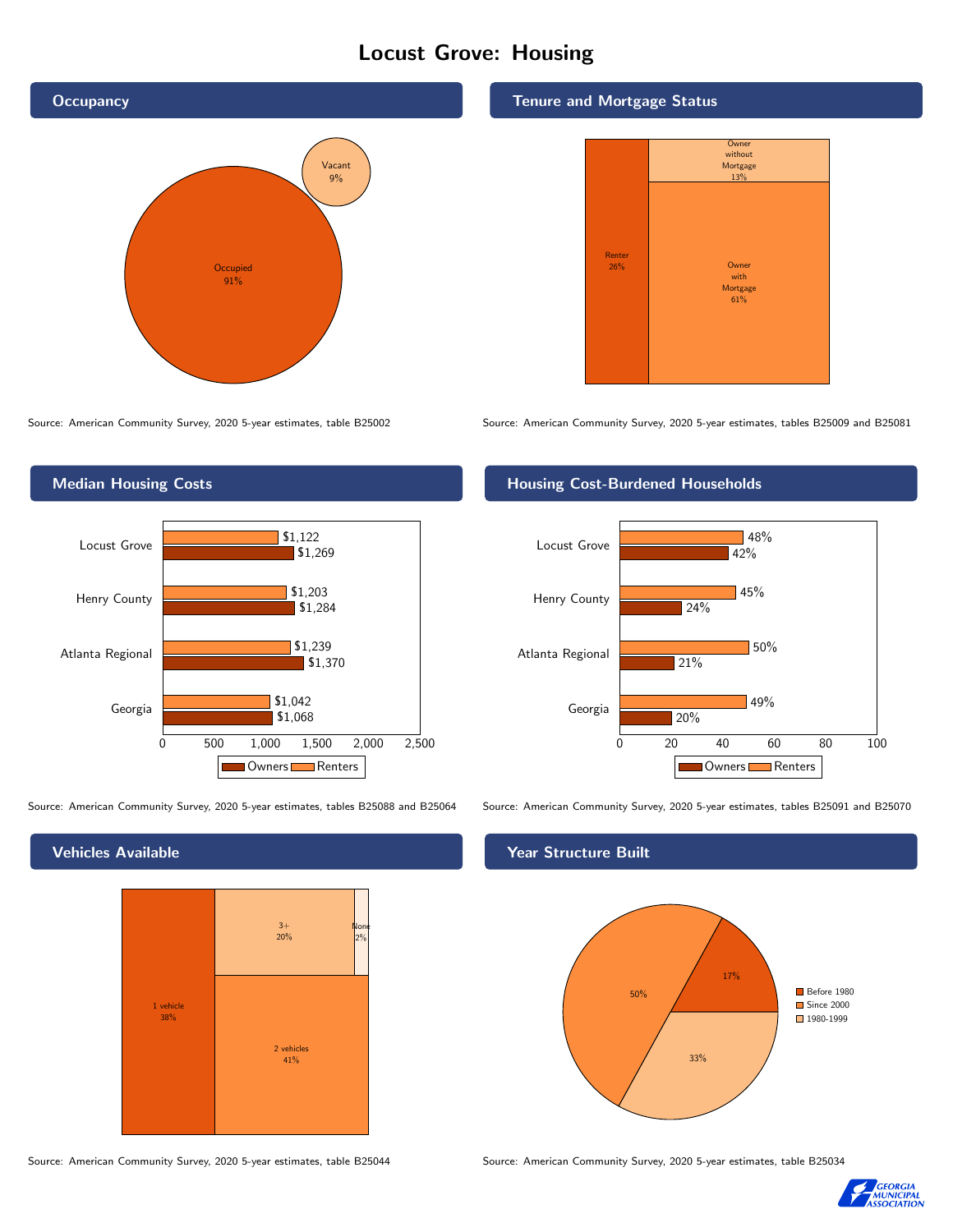# Locust Grove: Housing

## Occupancy

Vacant
9%

Occupied
91%

Source: American Community Survey, 2020 5-year estimates, table B25002

## Tenure and Mortgage Status

Owner without Mortgage
13%

Renter
26%

Owner with Mortgage
61%

Source: American Community Survey, 2020 5-year estimates, tables B25009 and B25081

## Median Housing Costs

Locust Grove
$1,122
$1,269

Henry County
$1,203
$1,284

Atlanta Regional
$1,239
$1,370

Georgia
$1,042
$1,068

0 500 1,000 1,500 2,000 2,500

Owners Renters

Source: American Community Survey, 2020 5-year estimates, tables B25088 and B25064

## Housing Cost-Burdened Households

Locust Grove
48%
42%

Henry County
45%
24%

Atlanta Regional
50%
21%

Georgia
49%
20%

0 20 40 60 80 100

Owners Renters

Source: American Community Survey, 2020 5-year estimates, tables B25091 and B25070

## Vehicles Available

3+
20%

None
2%

1 vehicle
38%

2 vehicles
41%

Source: American Community Survey, 2020 5-year estimates, table B25044

## Year Structure Built

17%

50%

33%

Before 1980
Since 2000
1980-1999

Source: American Community Survey, 2020 5-year estimates, table B25034